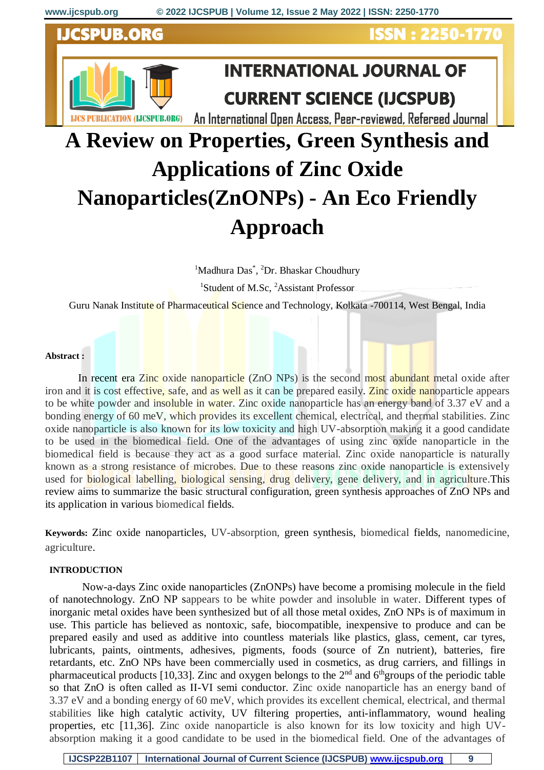# A Review on Properties, Green Synthesis and Applications of Zinc Oxide Nanoparticles(ZnONPs) - An Eco Friendly Approach

[1]Madhura Das[*], [2]Dr. Bhaskar Choudhury

[1]Student of M.Sc, [2]Assistant Professor

Guru Nanak Institute of Pharmaceutical Science and Technology, Kolkata -700114, West Bengal, India

**Abstract :**

In recent era Zinc oxide nanoparticle (ZnO NPs) is the second most abundant metal oxide after iron and it is cost effective, safe, and as well as it can be prepared easily. Zinc oxide nanoparticle appears to be white powder and insoluble in water. Zinc oxide nanoparticle has an energy band of 3.37 eV and a bonding energy of 60 meV, which provides its excellent chemical, electrical, and thermal stabilities. Zinc oxide nanoparticle is also known for its low toxicity and high UV-absorption making it a good candidate to be used in the biomedical field. One of the advantages of using zinc oxide nanoparticle in the biomedical field is because they act as a good surface material. Zinc oxide nanoparticle is naturally known as a strong resistance of microbes. Due to these reasons zinc oxide nanoparticle is extensively used for biological labelling, biological sensing, drug delivery, gene delivery, and in agriculture.This review aims to summarize the basic structural configuration, green synthesis approaches of ZnO NPs and its application in various biomedical fields.

**Keywords:** Zinc oxide nanoparticles, UV-absorption, green synthesis, biomedical fields, nanomedicine, agriculture.

## INTRODUCTION

Now-a-days Zinc oxide nanoparticles (ZnONPs) have become a promising molecule in the field of nanotechnology. ZnO NP appears to be white powder and insoluble in water. Different types of inorganic metal oxides have been synthesized but of all those metal oxides, ZnO NPs is of maximum in use. This particle has believed as nontoxic, safe, biocompatible, inexpensive to produce and can be prepared easily and used as additive into countless materials like plastics, glass, cement, car tyres, lubricants, paints, ointments, adhesives, pigments, foods (source of Zn nutrient), batteries, fire retardants, etc. ZnO NPs have been commercially used in cosmetics, as drug carriers, and fillings in pharmaceutical products [10,33]. Zinc and oxygen belongs to the 2[nd] and 6[th]groups of the periodic table so that ZnO is often called as II-VI semi conductor. Zinc oxide nanoparticle has an energy band of 3.37 eV and a bonding energy of 60 meV, which provides its excellent chemical, electrical, and thermal stabilities like high catalytic activity, UV filtering properties, anti-inflammatory, wound healing properties, etc [11,36]. Zinc oxide nanoparticle is also known for its low toxicity and high UV-absorption making it a good candidate to be used in the biomedical field. One of the advantages of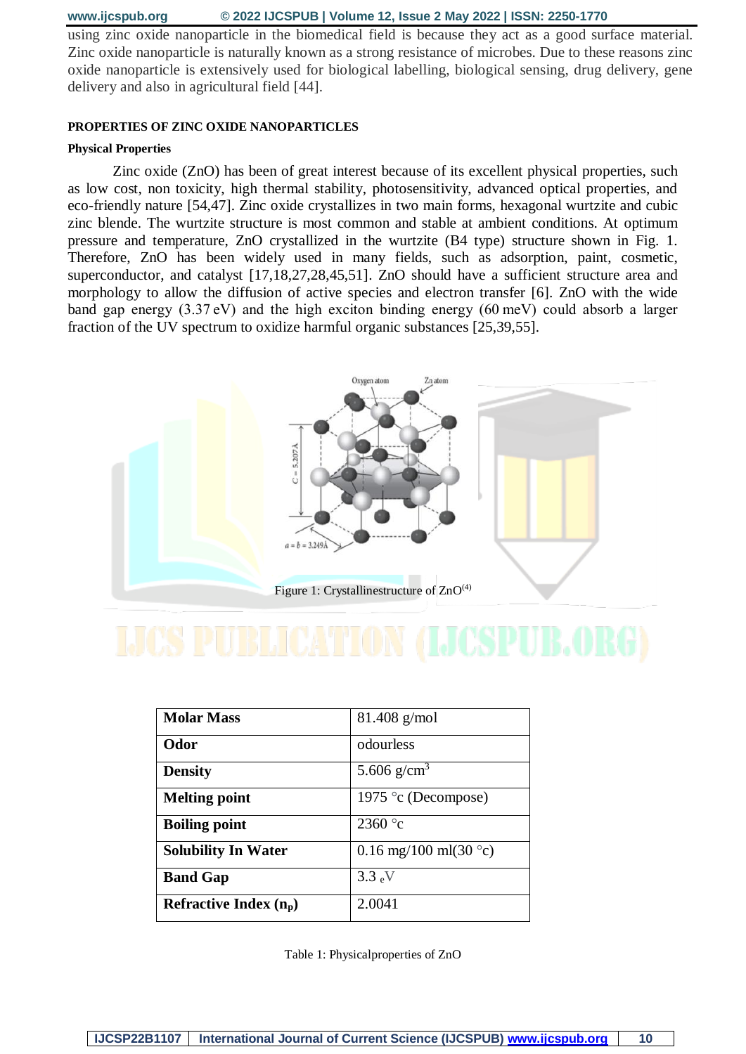using zinc oxide nanoparticle in the biomedical field is because they act as a good surface material. Zinc oxide nanoparticle is naturally known as a strong resistance of microbes. Due to these reasons zinc oxide nanoparticle is extensively used for biological labelling, biological sensing, drug delivery, gene delivery and also in agricultural field [44].

## PROPERTIES OF ZINC OXIDE NANOPARTICLES

### Physical Properties

Zinc oxide (ZnO) has been of great interest because of its excellent physical properties, such as low cost, non toxicity, high thermal stability, photosensitivity, advanced optical properties, and eco-friendly nature [54,47]. Zinc oxide crystallizes in two main forms, hexagonal wurtzite and cubic zinc blende. The wurtzite structure is most common and stable at ambient conditions. At optimum pressure and temperature, ZnO crystallized in the wurtzite (B4 type) structure shown in Fig. 1. Therefore, ZnO has been widely used in many fields, such as adsorption, paint, cosmetic, superconductor, and catalyst [17,18,27,28,45,51]. ZnO should have a sufficient structure area and morphology to allow the diffusion of active species and electron transfer [6]. ZnO with the wide band gap energy (3.37 eV) and the high exciton binding energy (60 meV) could absorb a larger fraction of the UV spectrum to oxidize harmful organic substances [25,39,55].

Figure 1: Crystallinestructure of ZnO[4]

| Molar Mass | 81.408 g/mol |
|---|---|
| Odor | odourless |
| Density | 5.606 g/cm$^3$ |
| Melting point | 1975 °c (Decompose) |
| Boiling point | 2360 °c |
| Solubility In Water | 0.16 mg/100 ml(30 °c) |
| Band Gap | 3.3 eV |
| Refractive Index ($n_p$) | 2.0041 |

Table 1: Physicalproperties of ZnO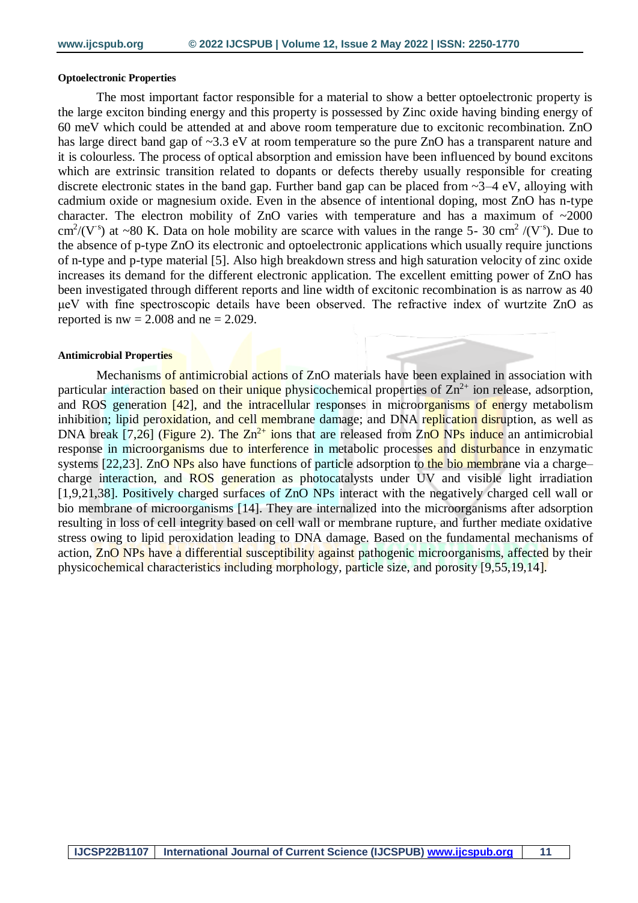**Optoelectronic Properties**

The most important factor responsible for a material to show a better optoelectronic property is the large exciton binding energy and this property is possessed by Zinc oxide having binding energy of 60 meV which could be attended at and above room temperature due to excitonic recombination. ZnO has large direct band gap of ~3.3 eV at room temperature so the pure ZnO has a transparent nature and it is colourless. The process of optical absorption and emission have been influenced by bound excitons which are extrinsic transition related to dopants or defects thereby usually responsible for creating discrete electronic states in the band gap. Further band gap can be placed from ~3–4 eV, alloying with cadmium oxide or magnesium oxide. Even in the absence of intentional doping, most ZnO has n-type character. The electron mobility of ZnO varies with temperature and has a maximum of ~2000 $cm^2/(V^{\cdot s})$ at ~80 K. Data on hole mobility are scarce with values in the range 5- 30 $cm^2$ $/(V^{\cdot s})$. Due to the absence of p-type ZnO its electronic and optoelectronic applications which usually require junctions of n-type and p-type material [5]. Also high breakdown stress and high saturation velocity of zinc oxide increases its demand for the different electronic application. The excellent emitting power of ZnO has been investigated through different reports and line width of excitonic recombination is as narrow as 40 μeV with fine spectroscopic details have been observed. The refractive index of wurtzite ZnO as reported is nw = 2.008 and ne = 2.029.

**Antimicrobial Properties**

Mechanisms of antimicrobial actions of ZnO materials have been explained in association with particular interaction based on their unique physicochemical properties of $Zn^{2+}$ ion release, adsorption, and ROS generation [42], and the intracellular responses in microorganisms of energy metabolism inhibition; lipid peroxidation, and cell membrane damage; and DNA replication disruption, as well as DNA break [7,26] (Figure 2). The $Zn^{2+}$ ions that are released from ZnO NPs induce an antimicrobial response in microorganisms due to interference in metabolic processes and disturbance in enzymatic systems [22,23]. ZnO NPs also have functions of particle adsorption to the bio membrane via a charge–charge interaction, and ROS generation as photocatalysts under UV and visible light irradiation [1,9,21,38]. Positively charged surfaces of ZnO NPs interact with the negatively charged cell wall or bio membrane of microorganisms [14]. They are internalized into the microorganisms after adsorption resulting in loss of cell integrity based on cell wall or membrane rupture, and further mediate oxidative stress owing to lipid peroxidation leading to DNA damage. Based on the fundamental mechanisms of action, ZnO NPs have a differential susceptibility against pathogenic microorganisms, affected by their physicochemical characteristics including morphology, particle size, and porosity [9,55,19,14].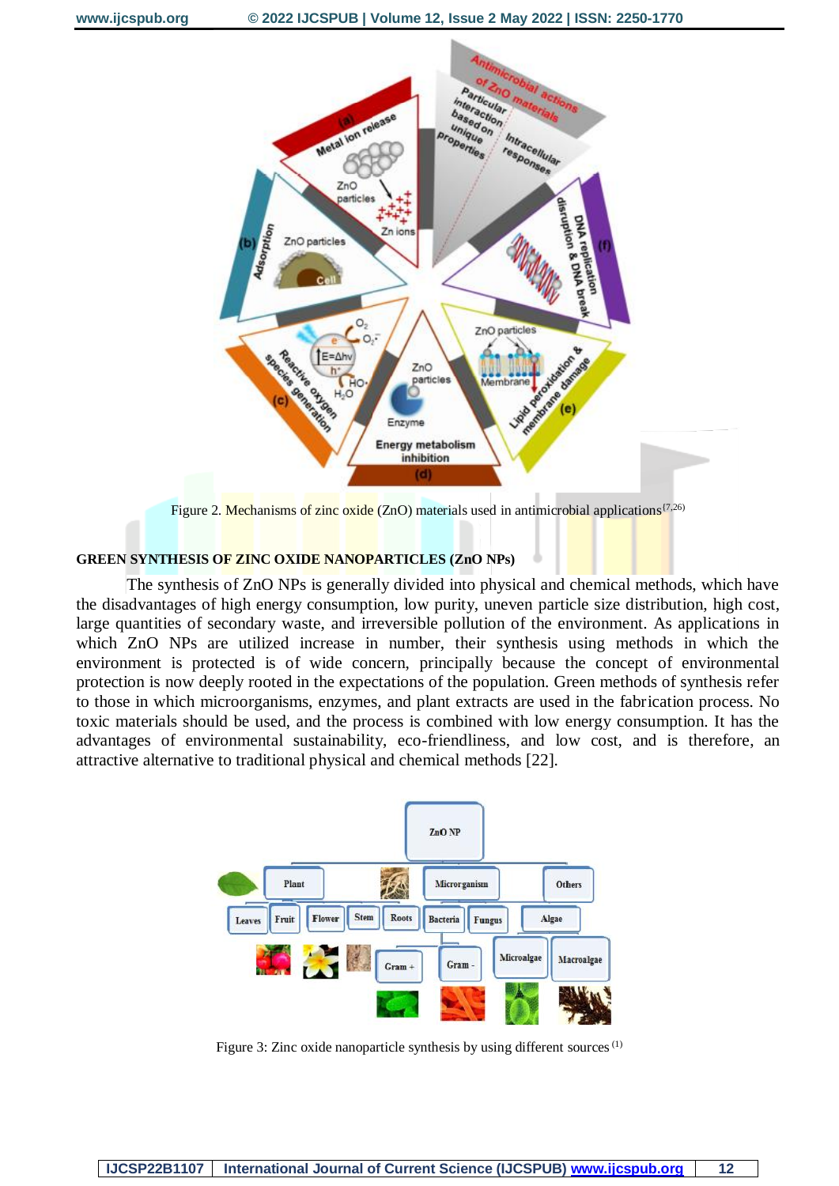Figure 2. Mechanisms of zinc oxide (ZnO) materials used in antimicrobial applications[7,26]

**GREEN SYNTHESIS OF ZINC OXIDE NANOPARTICLES (ZnO NPs)**

The synthesis of ZnO NPs is generally divided into physical and chemical methods, which have the disadvantages of high energy consumption, low purity, uneven particle size distribution, high cost, large quantities of secondary waste, and irreversible pollution of the environment. As applications in which ZnO NPs are utilized increase in number, their synthesis using methods in which the environment is protected is of wide concern, principally because the concept of environmental protection is now deeply rooted in the expectations of the population. Green methods of synthesis refer to those in which microorganisms, enzymes, and plant extracts are used in the fabrication process. No toxic materials should be used, and the process is combined with low energy consumption. It has the advantages of environmental sustainability, eco-friendliness, and low cost, and is therefore, an attractive alternative to traditional physical and chemical methods [22].

Figure 3: Zinc oxide nanoparticle synthesis by using different sources [1]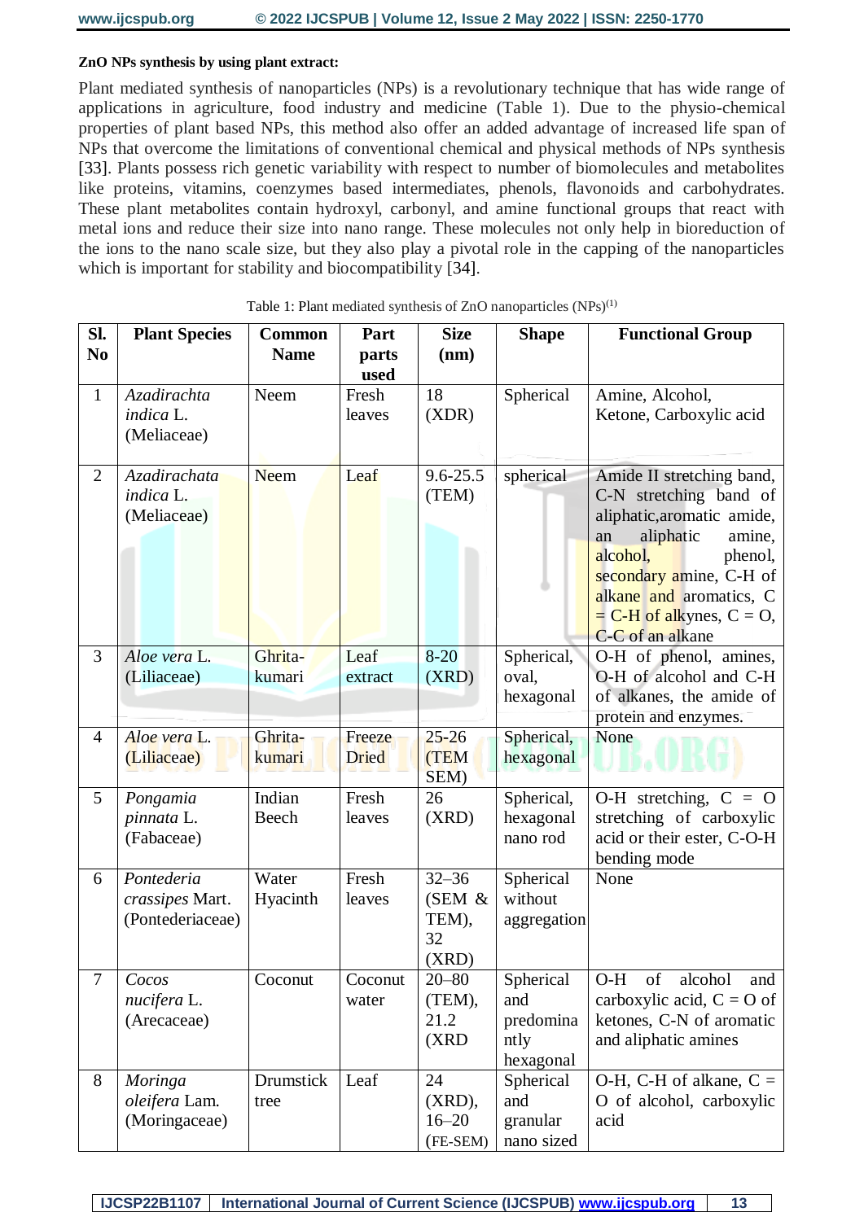**ZnO NPs synthesis by using plant extract:**

Plant mediated synthesis of nanoparticles (NPs) is a revolutionary technique that has wide range of applications in agriculture, food industry and medicine (Table 1). Due to the physio-chemical properties of plant based NPs, this method also offer an added advantage of increased life span of NPs that overcome the limitations of conventional chemical and physical methods of NPs synthesis [33]. Plants possess rich genetic variability with respect to number of biomolecules and metabolites like proteins, vitamins, coenzymes based intermediates, phenols, flavonoids and carbohydrates. These plant metabolites contain hydroxyl, carbonyl, and amine functional groups that react with metal ions and reduce their size into nano range. These molecules not only help in bioreduction of the ions to the nano scale size, but they also play a pivotal role in the capping of the nanoparticles which is important for stability and biocompatibility [34].

Table 1: Plant mediated synthesis of ZnO nanoparticles (NPs)[1]

| Sl. No | Plant Species | Common Name | Part parts used | Size (nm) | Shape | Functional Group |
|---|---|---|---|---|---|---|
| 1 | *Azadirachta indica* L. (Meliaceae) | Neem | Fresh leaves | 18 (XDR) | Spherical | Amine, Alcohol, Ketone, Carboxylic acid |
| 2 | *Azadirachata indica* L. (Meliaceae) | Neem | Leaf | 9.6-25.5 (TEM) | spherical | Amide II stretching band, C-N stretching band of aliphatic,aromatic amide, an aliphatic amine, alcohol, phenol, secondary amine, C-H of alkane and aromatics, C = C-H of alkynes, C = O, C-C of an alkane |
| 3 | *Aloe vera* L. (Liliaceae) | Ghrita-kumari | Leaf extract | 8-20 (XRD) | Spherical, oval, hexagonal | O-H of phenol, amines, O-H of alcohol and C-H of alkanes, the amide of protein and enzymes. |
| 4 | *Aloe vera* L. (Liliaceae) | Ghrita-kumari | Freeze Dried | 25-26 (TEM SEM) | Spherical, hexagonal | None |
| 5 | *Pongamia pinnata* L. (Fabaceae) | Indian Beech | Fresh leaves | 26 (XRD) | Spherical, hexagonal nano rod | O-H stretching, C = O stretching of carboxylic acid or their ester, C-O-H bending mode |
| 6 | *Pontederia crassipes* Mart. (Pontederiaceae) | Water Hyacinth | Fresh leaves | 32–36 (SEM & TEM), 32 (XRD) | Spherical without aggregation | None |
| 7 | *Cocos nucifera* L. (Arecaceae) | Coconut | Coconut water | 20–80 (TEM), 21.2 (XRD | Spherical and predominantly hexagonal | O-H of alcohol and carboxylic acid, C = O of ketones, C-N of aromatic and aliphatic amines |
| 8 | *Moringa oleifera* Lam. (Moringaceae) | Drumstick tree | Leaf | 24 (XRD), 16–20 (FE-SEM) | Spherical and granular nano sized | O-H, C-H of alkane, C = O of alcohol, carboxylic acid |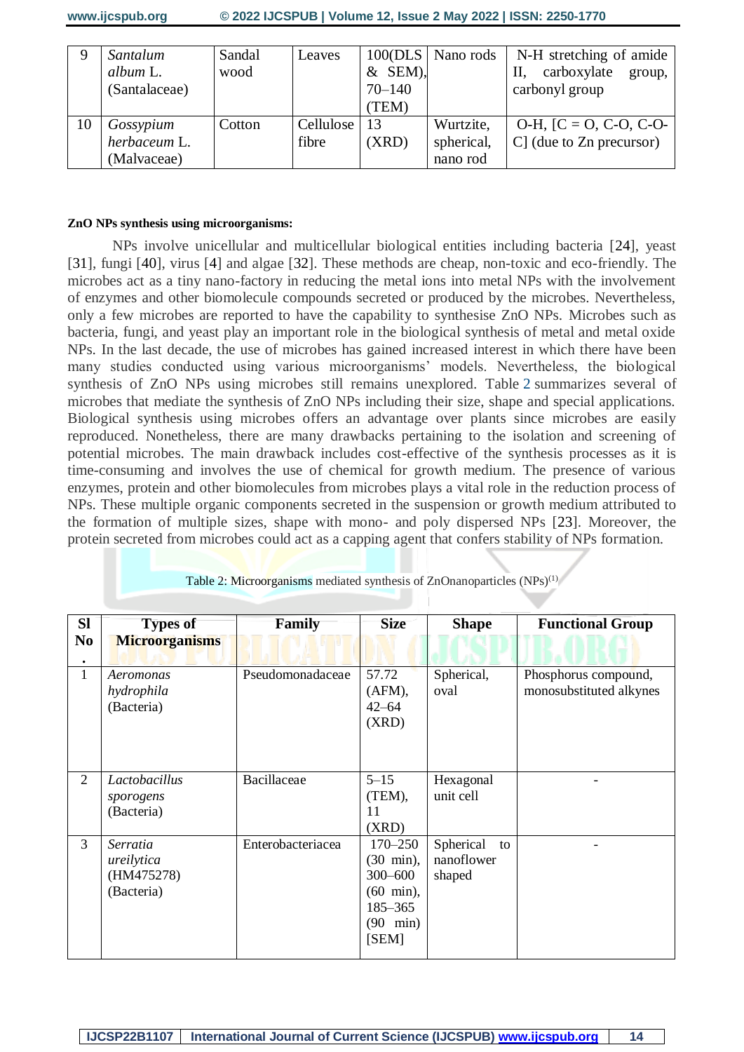| 9 | *Santalum album* L. (Santalaceae) | Sandal wood | Leaves | 100(DLS & SEM), 70–140 (TEM) | Nano rods | N-H stretching of amide II, carboxylate group, carbonyl group |
|---|---|---|---|---|---|---|
| 10 | *Gossypium herbaceum* L. (Malvaceae) | Cotton | Cellulose fibre | 13 (XRD) | Wurtzite, spherical, nano rod | O-H, [C = O, C-O, C-O-C] (due to Zn precursor) |

**ZnO NPs synthesis using microorganisms:**

NPs involve unicellular and multicellular biological entities including bacteria [24], yeast [31], fungi [40], virus [4] and algae [32]. These methods are cheap, non-toxic and eco-friendly. The microbes act as a tiny nano-factory in reducing the metal ions into metal NPs with the involvement of enzymes and other biomolecule compounds secreted or produced by the microbes. Nevertheless, only a few microbes are reported to have the capability to synthesise ZnO NPs. Microbes such as bacteria, fungi, and yeast play an important role in the biological synthesis of metal and metal oxide NPs. In the last decade, the use of microbes has gained increased interest in which there have been many studies conducted using various microorganisms' models. Nevertheless, the biological synthesis of ZnO NPs using microbes still remains unexplored. Table 2 summarizes several of microbes that mediate the synthesis of ZnO NPs including their size, shape and special applications. Biological synthesis using microbes offers an advantage over plants since microbes are easily reproduced. Nonetheless, there are many drawbacks pertaining to the isolation and screening of potential microbes. The main drawback includes cost-effective of the synthesis processes as it is time-consuming and involves the use of chemical for growth medium. The presence of various enzymes, protein and other biomolecules from microbes plays a vital role in the reduction process of NPs. These multiple organic components secreted in the suspension or growth medium attributed to the formation of multiple sizes, shape with mono- and poly dispersed NPs [23]. Moreover, the protein secreted from microbes could act as a capping agent that confers stability of NPs formation.

Table 2: Microorganisms mediated synthesis of ZnOnanoparticles (NPs)[1]

| Sl No. | Types of Microorganisms | Family | Size | Shape | Functional Group |
|---|---|---|---|---|---|
| 1 | *Aeromonas hydrophila* (Bacteria) | Pseudomonadaceae | 57.72 (AFM), 42–64 (XRD) | Spherical, oval | Phosphorus compound, monosubstituted alkynes |
| 2 | *Lactobacillus sporogens* (Bacteria) | Bacillaceae | 5–15 (TEM), 11 (XRD) | Hexagonal unit cell | - |
| 3 | *Serratia ureilytica* (HM475278) (Bacteria) | Enterobacteriacea | 170–250 (30 min), 300–600 (60 min), 185–365 (90 min) [SEM] | Spherical to nanoflower shaped | - |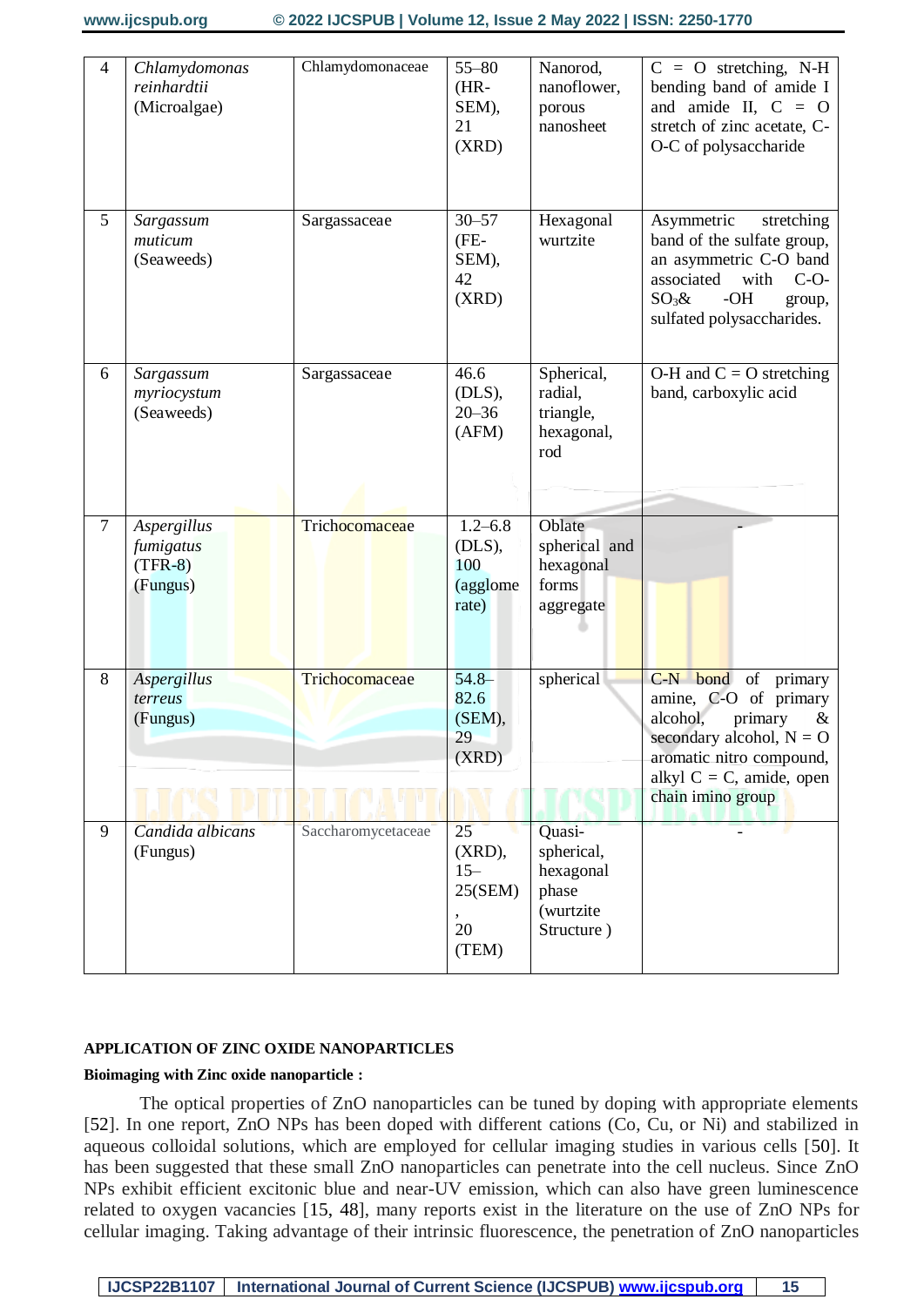| 4 | *Chlamydomonas reinhardtii* (Microalgae) | Chlamydomonaceae | 55–80 (HR-SEM), 21 (XRD) | Nanorod, nanoflower, porous nanosheet | C = O stretching, N-H bending band of amide I and amide II, C = O stretch of zinc acetate, C-O-C of polysaccharide |
|---|---|---|---|---|---|
| 5 | *Sargassum muticum* (Seaweeds) | Sargassaceae | 30–57 (FE-SEM), 42 (XRD) | Hexagonal wurtzite | Asymmetric stretching band of the sulfate group, an asymmetric C-O band associated with C-O-$SO_3$& -OH group, sulfated polysaccharides. |
| 6 | *Sargassum myriocystum* (Seaweeds) | Sargassaceae | 46.6 (DLS), 20–36 (AFM) | Spherical, radial, triangle, hexagonal, rod | O-H and C = O stretching band, carboxylic acid |
| 7 | *Aspergillus fumigatus* (TFR-8) (Fungus) | Trichocomaceae | 1.2–6.8 (DLS), 100 (agglomerate) | Oblate spherical and hexagonal forms aggregate | - |
| 8 | *Aspergillus terreus* (Fungus) | Trichocomaceae | 54.8–82.6 (SEM), 29 (XRD) | spherical | C-N bond of primary amine, C-O of primary alcohol, primary & secondary alcohol, N = O aromatic nitro compound, alkyl C = C, amide, open chain imino group |
| 9 | *Candida albicans* (Fungus) | Saccharomycetaceae | 25 (XRD), 15–25(SEM), 20 (TEM) | Quasi-spherical, hexagonal phase (wurtzite Structure ) | - |

## APPLICATION OF ZINC OXIDE NANOPARTICLES

**Bioimaging with Zinc oxide nanoparticle :**

The optical properties of ZnO nanoparticles can be tuned by doping with appropriate elements [52]. In one report, ZnO NPs has been doped with different cations (Co, Cu, or Ni) and stabilized in aqueous colloidal solutions, which are employed for cellular imaging studies in various cells [50]. It has been suggested that these small ZnO nanoparticles can penetrate into the cell nucleus. Since ZnO NPs exhibit efficient excitonic blue and near-UV emission, which can also have green luminescence related to oxygen vacancies [15, 48], many reports exist in the literature on the use of ZnO NPs for cellular imaging. Taking advantage of their intrinsic fluorescence, the penetration of ZnO nanoparticles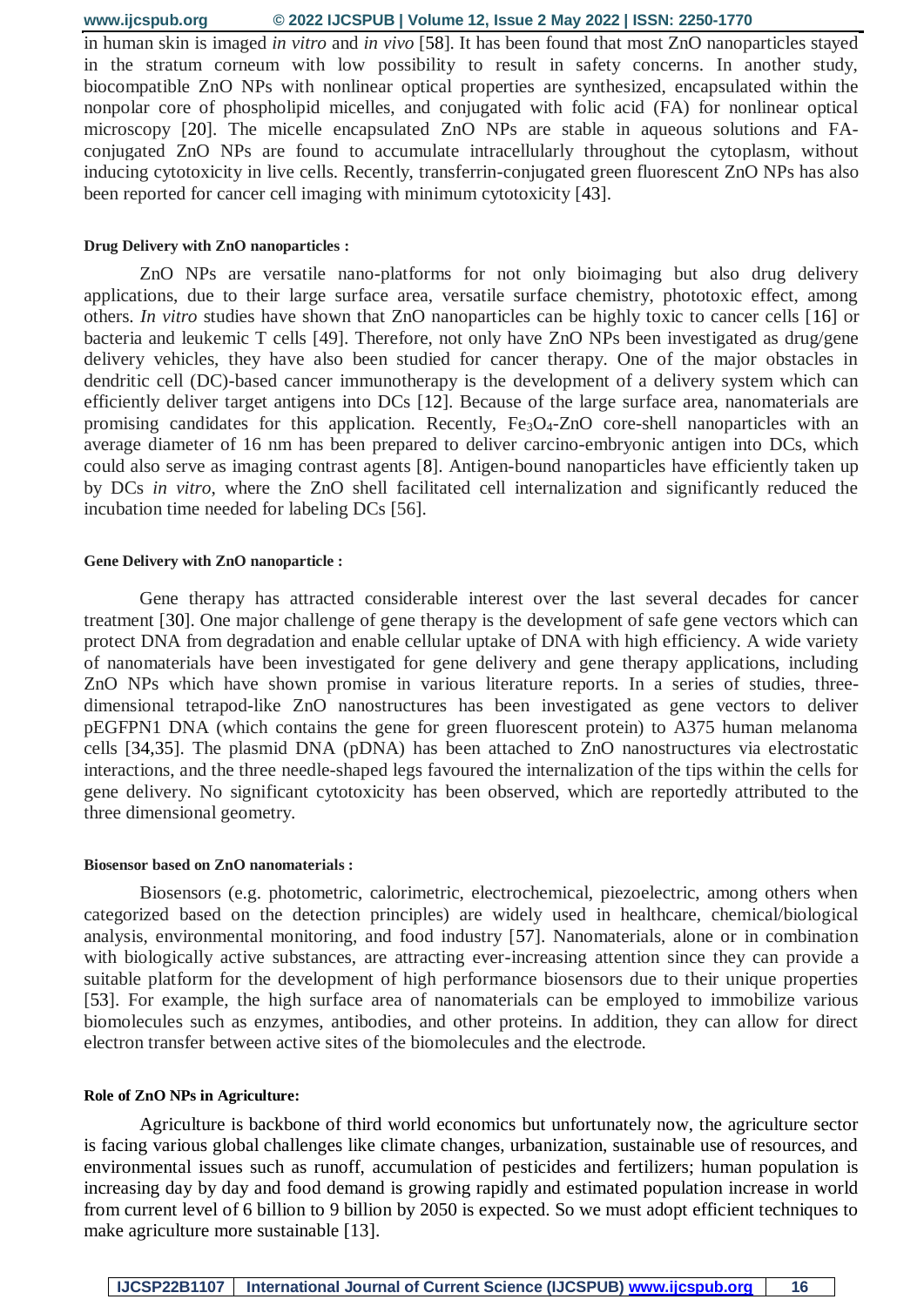in human skin is imaged *in vitro* and *in vivo* [58]. It has been found that most ZnO nanoparticles stayed in the stratum corneum with low possibility to result in safety concerns. In another study, biocompatible ZnO NPs with nonlinear optical properties are synthesized, encapsulated within the nonpolar core of phospholipid micelles, and conjugated with folic acid (FA) for nonlinear optical microscopy [20]. The micelle encapsulated ZnO NPs are stable in aqueous solutions and FA-conjugated ZnO NPs are found to accumulate intracellularly throughout the cytoplasm, without inducing cytotoxicity in live cells. Recently, transferrin-conjugated green fluorescent ZnO NPs has also been reported for cancer cell imaging with minimum cytotoxicity [43].

#### Drug Delivery with ZnO nanoparticles :

ZnO NPs are versatile nano-platforms for not only bioimaging but also drug delivery applications, due to their large surface area, versatile surface chemistry, phototoxic effect, among others. *In vitro* studies have shown that ZnO nanoparticles can be highly toxic to cancer cells [16] or bacteria and leukemic T cells [49]. Therefore, not only have ZnO NPs been investigated as drug/gene delivery vehicles, they have also been studied for cancer therapy. One of the major obstacles in dendritic cell (DC)-based cancer immunotherapy is the development of a delivery system which can efficiently deliver target antigens into DCs [12]. Because of the large surface area, nanomaterials are promising candidates for this application. Recently, $Fe_3O_4$-ZnO core-shell nanoparticles with an average diameter of 16 nm has been prepared to deliver carcino-embryonic antigen into DCs, which could also serve as imaging contrast agents [8]. Antigen-bound nanoparticles have efficiently taken up by DCs *in vitro*, where the ZnO shell facilitated cell internalization and significantly reduced the incubation time needed for labeling DCs [56].

#### Gene Delivery with ZnO nanoparticle :

Gene therapy has attracted considerable interest over the last several decades for cancer treatment [30]. One major challenge of gene therapy is the development of safe gene vectors which can protect DNA from degradation and enable cellular uptake of DNA with high efficiency. A wide variety of nanomaterials have been investigated for gene delivery and gene therapy applications, including ZnO NPs which have shown promise in various literature reports. In a series of studies, three-dimensional tetrapod-like ZnO nanostructures has been investigated as gene vectors to deliver pEGFPN1 DNA (which contains the gene for green fluorescent protein) to A375 human melanoma cells [34,35]. The plasmid DNA (pDNA) has been attached to ZnO nanostructures via electrostatic interactions, and the three needle-shaped legs favoured the internalization of the tips within the cells for gene delivery. No significant cytotoxicity has been observed, which are reportedly attributed to the three dimensional geometry.

#### Biosensor based on ZnO nanomaterials :

Biosensors (e.g. photometric, calorimetric, electrochemical, piezoelectric, among others when categorized based on the detection principles) are widely used in healthcare, chemical/biological analysis, environmental monitoring, and food industry [57]. Nanomaterials, alone or in combination with biologically active substances, are attracting ever-increasing attention since they can provide a suitable platform for the development of high performance biosensors due to their unique properties [53]. For example, the high surface area of nanomaterials can be employed to immobilize various biomolecules such as enzymes, antibodies, and other proteins. In addition, they can allow for direct electron transfer between active sites of the biomolecules and the electrode.

#### Role of ZnO NPs in Agriculture:

Agriculture is backbone of third world economics but unfortunately now, the agriculture sector is facing various global challenges like climate changes, urbanization, sustainable use of resources, and environmental issues such as runoff, accumulation of pesticides and fertilizers; human population is increasing day by day and food demand is growing rapidly and estimated population increase in world from current level of 6 billion to 9 billion by 2050 is expected. So we must adopt efficient techniques to make agriculture more sustainable [13].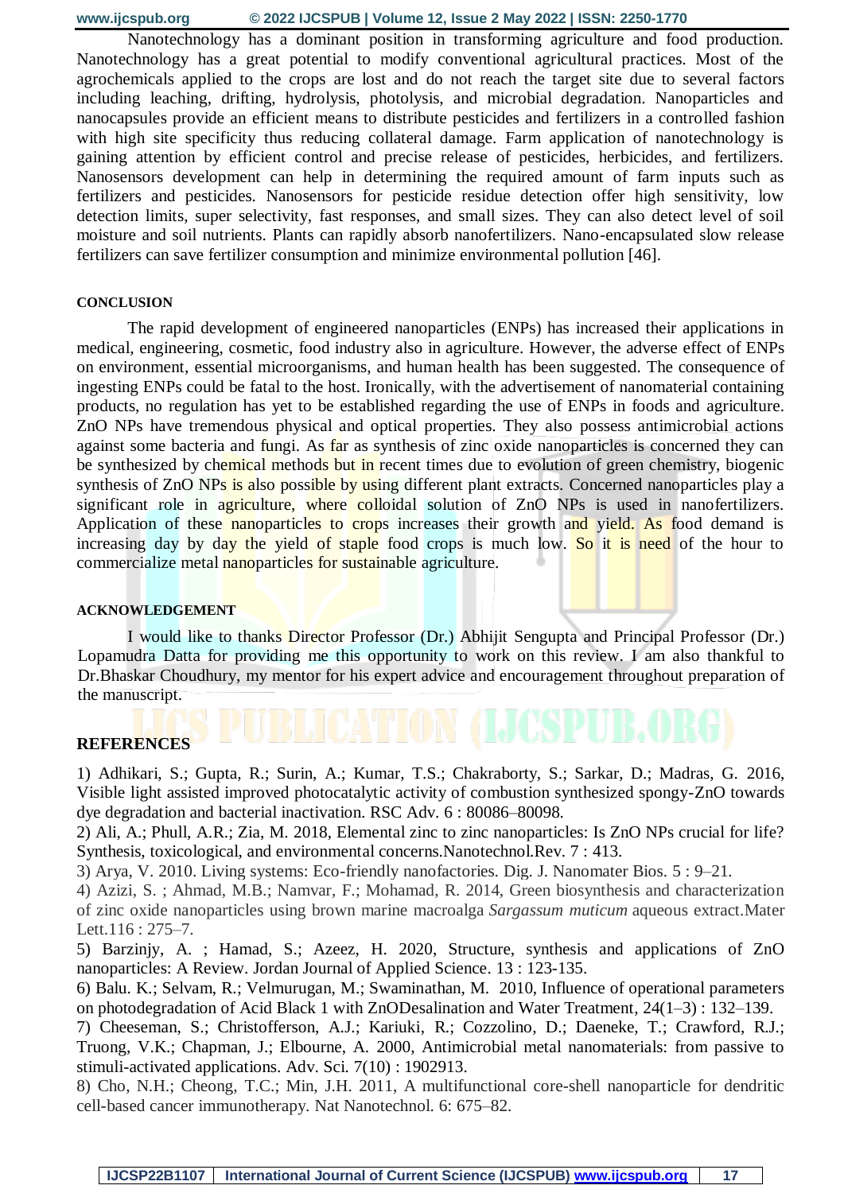Nanotechnology has a dominant position in transforming agriculture and food production. Nanotechnology has a great potential to modify conventional agricultural practices. Most of the agrochemicals applied to the crops are lost and do not reach the target site due to several factors including leaching, drifting, hydrolysis, photolysis, and microbial degradation. Nanoparticles and nanocapsules provide an efficient means to distribute pesticides and fertilizers in a controlled fashion with high site specificity thus reducing collateral damage. Farm application of nanotechnology is gaining attention by efficient control and precise release of pesticides, herbicides, and fertilizers. Nanosensors development can help in determining the required amount of farm inputs such as fertilizers and pesticides. Nanosensors for pesticide residue detection offer high sensitivity, low detection limits, super selectivity, fast responses, and small sizes. They can also detect level of soil moisture and soil nutrients. Plants can rapidly absorb nanofertilizers. Nano-encapsulated slow release fertilizers can save fertilizer consumption and minimize environmental pollution [46].

## CONCLUSION

The rapid development of engineered nanoparticles (ENPs) has increased their applications in medical, engineering, cosmetic, food industry also in agriculture. However, the adverse effect of ENPs on environment, essential microorganisms, and human health has been suggested. The consequence of ingesting ENPs could be fatal to the host. Ironically, with the advertisement of nanomaterial containing products, no regulation has yet to be established regarding the use of ENPs in foods and agriculture. ZnO NPs have tremendous physical and optical properties. They also possess antimicrobial actions against some bacteria and fungi. As far as synthesis of zinc oxide nanoparticles is concerned they can be synthesized by chemical methods but in recent times due to evolution of green chemistry, biogenic synthesis of ZnO NPs is also possible by using different plant extracts. Concerned nanoparticles play a significant role in agriculture, where colloidal solution of ZnO NPs is used in nanofertilizers. Application of these nanoparticles to crops increases their growth and yield. As food demand is increasing day by day the yield of staple food crops is much low. So it is need of the hour to commercialize metal nanoparticles for sustainable agriculture.

## ACKNOWLEDGEMENT

I would like to thanks Director Professor (Dr.) Abhijit Sengupta and Principal Professor (Dr.) Lopamudra Datta for providing me this opportunity to work on this review. I am also thankful to Dr.Bhaskar Choudhury, my mentor for his expert advice and encouragement throughout preparation of the manuscript.

## REFERENCES

1) Adhikari, S.; Gupta, R.; Surin, A.; Kumar, T.S.; Chakraborty, S.; Sarkar, D.; Madras, G. 2016, Visible light assisted improved photocatalytic activity of combustion synthesized spongy-ZnO towards dye degradation and bacterial inactivation. RSC Adv. 6 : 80086–80098.

2) Ali, A.; Phull, A.R.; Zia, M. 2018, Elemental zinc to zinc nanoparticles: Is ZnO NPs crucial for life? Synthesis, toxicological, and environmental concerns.Nanotechnol.Rev. 7 : 413.

3) Arya, V. 2010. Living systems: Eco-friendly nanofactories. Dig. J. Nanomater Bios. 5 : 9–21.

4) Azizi, S. ; Ahmad, M.B.; Namvar, F.; Mohamad, R. 2014, Green biosynthesis and characterization of zinc oxide nanoparticles using brown marine macroalga *Sargassum muticum* aqueous extract.Mater Lett.116 : 275–7.

5) Barzinjy, A. ; Hamad, S.; Azeez, H. 2020, Structure, synthesis and applications of ZnO nanoparticles: A Review. Jordan Journal of Applied Science. 13 : 123-135.

6) Balu. K.; Selvam, R.; Velmurugan, M.; Swaminathan, M. 2010, Influence of operational parameters on photodegradation of Acid Black 1 with ZnODesalination and Water Treatment, 24(1–3) : 132–139.

7) Cheeseman, S.; Christofferson, A.J.; Kariuki, R.; Cozzolino, D.; Daeneke, T.; Crawford, R.J.; Truong, V.K.; Chapman, J.; Elbourne, A. 2000, Antimicrobial metal nanomaterials: from passive to stimuli-activated applications. Adv. Sci. 7(10) : 1902913.

8) Cho, N.H.; Cheong, T.C.; Min, J.H. 2011, A multifunctional core-shell nanoparticle for dendritic cell-based cancer immunotherapy. Nat Nanotechnol. 6: 675–82.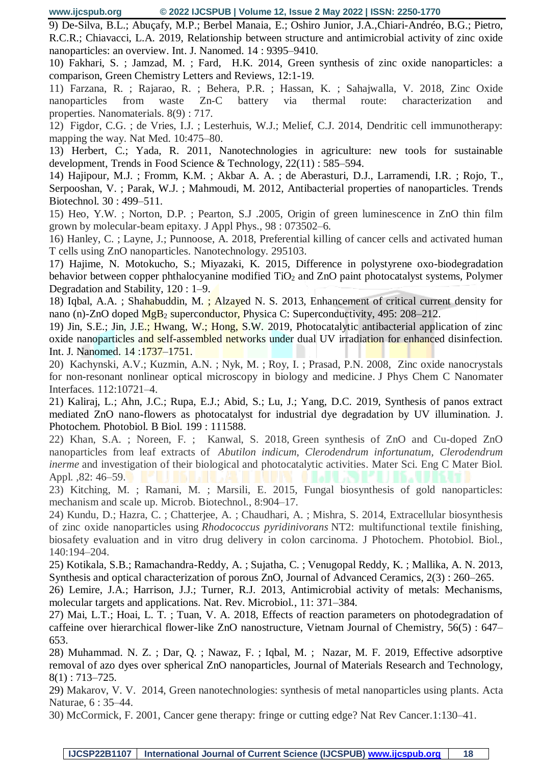9) De-Silva, B.L.; Abuçafy, M.P.; Berbel Manaia, E.; Oshiro Junior, J.A.,Chiari-Andréo, B.G.; Pietro, R.C.R.; Chiavacci, L.A. 2019, Relationship between structure and antimicrobial activity of zinc oxide nanoparticles: an overview. Int. J. Nanomed. 14 : 9395–9410.

10) Fakhari, S. ; Jamzad, M. ; Fard, H.K. 2014, Green synthesis of zinc oxide nanoparticles: a comparison, Green Chemistry Letters and Reviews, 12:1-19.

11) Farzana, R. ; Rajarao, R. ; Behera, P.R. ; Hassan, K. ; Sahajwalla, V. 2018, Zinc Oxide nanoparticles from waste Zn-C battery via thermal route: characterization and properties. Nanomaterials. 8(9) : 717.

12) Figdor, C.G. ; de Vries, I.J. ; Lesterhuis, W.J.; Melief, C.J. 2014, Dendritic cell immunotherapy: mapping the way. Nat Med. 10:475–80.

13) Herbert, C.; Yada, R. 2011, Nanotechnologies in agriculture: new tools for sustainable development, Trends in Food Science & Technology, 22(11) : 585–594.

14) Hajipour, M.J. ; Fromm, K.M. ; Akbar A. A. ; de Aberasturi, D.J., Larramendi, I.R. ; Rojo, T., Serpooshan, V. ; Parak, W.J. ; Mahmoudi, M. 2012, Antibacterial properties of nanoparticles. Trends Biotechnol. 30 : 499–511.

15) Heo, Y.W. ; Norton, D.P. ; Pearton, S.J .2005, Origin of green luminescence in ZnO thin film grown by molecular-beam epitaxy. J Appl Phys., 98 : 073502–6.

16) Hanley, C. ; Layne, J.; Punnoose, A. 2018, Preferential killing of cancer cells and activated human T cells using ZnO nanoparticles. Nanotechnology. 295103.

17) Hajime, N. Motokucho, S.; Miyazaki, K. 2015, Difference in polystyrene oxo-biodegradation behavior between copper phthalocyanine modified $TiO_2$ and ZnO paint photocatalyst systems, Polymer Degradation and Stability, 120 : 1–9.

18) Iqbal, A.A. ; Shahabuddin, M. ; Alzayed N. S. 2013, Enhancement of critical current density for nano (n)-ZnO doped $MgB_2$ superconductor, Physica C: Superconductivity, 495: 208–212.

19) Jin, S.E.; Jin, J.E.; Hwang, W.; Hong, S.W. 2019, Photocatalytic antibacterial application of zinc oxide nanoparticles and self-assembled networks under dual UV irradiation for enhanced disinfection. Int. J. Nanomed. 14 :1737–1751.

20) Kachynski, A.V.; Kuzmin, A.N. ; Nyk, M. ; Roy, I. ; Prasad, P.N. 2008, Zinc oxide nanocrystals for non-resonant nonlinear optical microscopy in biology and medicine. J Phys Chem C Nanomater Interfaces. 112:10721–4.

21) Kaliraj, L.; Ahn, J.C.; Rupa, E.J.; Abid, S.; Lu, J.; Yang, D.C. 2019, Synthesis of panos extract mediated ZnO nano-flowers as photocatalyst for industrial dye degradation by UV illumination. J. Photochem. Photobiol. B Biol. 199 : 111588.

22) Khan, S.A. ; Noreen, F. ; Kanwal, S. 2018, Green synthesis of ZnO and Cu-doped ZnO nanoparticles from leaf extracts of *Abutilon indicum*, *Clerodendrum infortunatum*, *Clerodendrum inerme* and investigation of their biological and photocatalytic activities. Mater Sci. Eng C Mater Biol. Appl. ,82: 46–59.

23) Kitching, M. ; Ramani, M. ; Marsili, E. 2015, Fungal biosynthesis of gold nanoparticles: mechanism and scale up. Microb. Biotechnol., 8:904–17.

24) Kundu, D.; Hazra, C. ; Chatterjee, A. ; Chaudhari, A. ; Mishra, S. 2014, Extracellular biosynthesis of zinc oxide nanoparticles using *Rhodococcus pyridinivorans* NT2: multifunctional textile finishing, biosafety evaluation and in vitro drug delivery in colon carcinoma. J Photochem. Photobiol. Biol., 140:194–204.

25) Kotikala, S.B.; Ramachandra-Reddy, A. ; Sujatha, C. ; Venugopal Reddy, K. ; Mallika, A. N. 2013, Synthesis and optical characterization of porous ZnO, Journal of Advanced Ceramics, 2(3) : 260–265.

26) Lemire, J.A.; Harrison, J.J.; Turner, R.J. 2013, Antimicrobial activity of metals: Mechanisms, molecular targets and applications. Nat. Rev. Microbiol., 11: 371–384.

27) Mai, L.T.; Hoai, L. T. ; Tuan, V. A. 2018, Effects of reaction parameters on photodegradation of caffeine over hierarchical flower-like ZnO nanostructure, Vietnam Journal of Chemistry, 56(5) : 647–653.

28) Muhammad. N. Z. ; Dar, Q. ; Nawaz, F. ; Iqbal, M. ; Nazar, M. F. 2019, Effective adsorptive removal of azo dyes over spherical ZnO nanoparticles, Journal of Materials Research and Technology, 8(1) : 713–725.

29) Makarov, V. V. 2014, Green nanotechnologies: synthesis of metal nanoparticles using plants. Acta Naturae, 6 : 35–44.

30) McCormick, F. 2001, Cancer gene therapy: fringe or cutting edge? Nat Rev Cancer.1:130–41.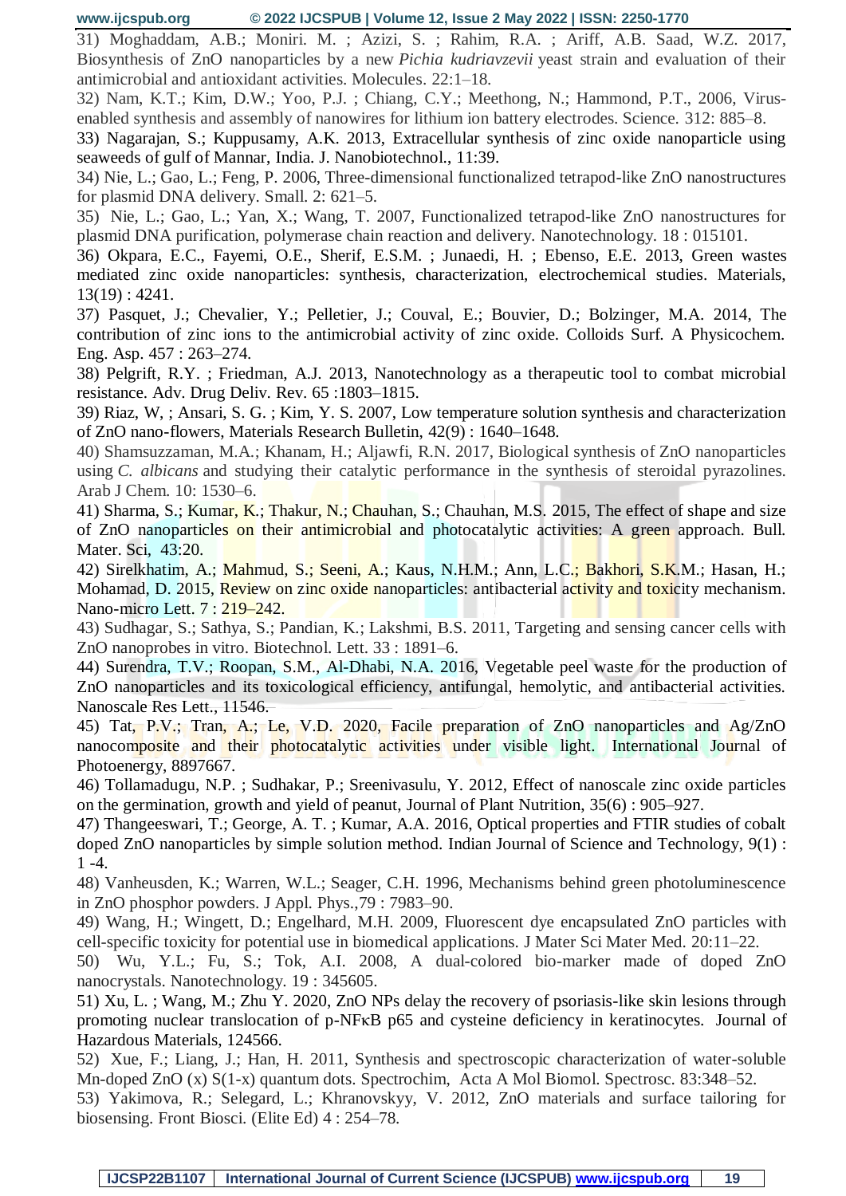31) Moghaddam, A.B.; Moniri. M. ; Azizi, S. ; Rahim, R.A. ; Ariff, A.B. Saad, W.Z. 2017, Biosynthesis of ZnO nanoparticles by a new *Pichia kudriavzevii* yeast strain and evaluation of their antimicrobial and antioxidant activities. Molecules. 22:1–18.

32) Nam, K.T.; Kim, D.W.; Yoo, P.J. ; Chiang, C.Y.; Meethong, N.; Hammond, P.T., 2006, Virus-enabled synthesis and assembly of nanowires for lithium ion battery electrodes. Science. 312: 885–8.

33) Nagarajan, S.; Kuppusamy, A.K. 2013, Extracellular synthesis of zinc oxide nanoparticle using seaweeds of gulf of Mannar, India. J. Nanobiotechnol., 11:39.

34) Nie, L.; Gao, L.; Feng, P. 2006, Three-dimensional functionalized tetrapod-like ZnO nanostructures for plasmid DNA delivery. Small. 2: 621–5.

35) Nie, L.; Gao, L.; Yan, X.; Wang, T. 2007, Functionalized tetrapod-like ZnO nanostructures for plasmid DNA purification, polymerase chain reaction and delivery. Nanotechnology. 18 : 015101.

36) Okpara, E.C., Fayemi, O.E., Sherif, E.S.M. ; Junaedi, H. ; Ebenso, E.E. 2013, Green wastes mediated zinc oxide nanoparticles: synthesis, characterization, electrochemical studies. Materials, 13(19) : 4241.

37) Pasquet, J.; Chevalier, Y.; Pelletier, J.; Couval, E.; Bouvier, D.; Bolzinger, M.A. 2014, The contribution of zinc ions to the antimicrobial activity of zinc oxide. Colloids Surf. A Physicochem. Eng. Asp. 457 : 263–274.

38) Pelgrift, R.Y. ; Friedman, A.J. 2013, Nanotechnology as a therapeutic tool to combat microbial resistance. Adv. Drug Deliv. Rev. 65 :1803–1815.

39) Riaz, W, ; Ansari, S. G. ; Kim, Y. S. 2007, Low temperature solution synthesis and characterization of ZnO nano-flowers, Materials Research Bulletin, 42(9) : 1640–1648.

40) Shamsuzzaman, M.A.; Khanam, H.; Aljawfi, R.N. 2017, Biological synthesis of ZnO nanoparticles using *C. albicans* and studying their catalytic performance in the synthesis of steroidal pyrazolines. Arab J Chem. 10: 1530–6.

41) Sharma, S.; Kumar, K.; Thakur, N.; Chauhan, S.; Chauhan, M.S. 2015, The effect of shape and size of ZnO nanoparticles on their antimicrobial and photocatalytic activities: A green approach. Bull. Mater. Sci, 43:20.

42) Sirelkhatim, A.; Mahmud, S.; Seeni, A.; Kaus, N.H.M.; Ann, L.C.; Bakhori, S.K.M.; Hasan, H.; Mohamad, D. 2015, Review on zinc oxide nanoparticles: antibacterial activity and toxicity mechanism. Nano-micro Lett. 7 : 219–242.

43) Sudhagar, S.; Sathya, S.; Pandian, K.; Lakshmi, B.S. 2011, Targeting and sensing cancer cells with ZnO nanoprobes in vitro. Biotechnol. Lett. 33 : 1891–6.

44) Surendra, T.V.; Roopan, S.M., Al-Dhabi, N.A. 2016, Vegetable peel waste for the production of ZnO nanoparticles and its toxicological efficiency, antifungal, hemolytic, and antibacterial activities. Nanoscale Res Lett., 11546.

45) Tat, P.V.; Tran, A.; Le, V.D. 2020, Facile preparation of ZnO nanoparticles and Ag/ZnO nanocomposite and their photocatalytic activities under visible light. International Journal of Photoenergy, 8897667.

46) Tollamadugu, N.P. ; Sudhakar, P.; Sreenivasulu, Y. 2012, Effect of nanoscale zinc oxide particles on the germination, growth and yield of peanut, Journal of Plant Nutrition, 35(6) : 905–927.

47) Thangeeswari, T.; George, A. T. ; Kumar, A.A. 2016, Optical properties and FTIR studies of cobalt doped ZnO nanoparticles by simple solution method. Indian Journal of Science and Technology, 9(1) : 1 -4.

48) Vanheusden, K.; Warren, W.L.; Seager, C.H. 1996, Mechanisms behind green photoluminescence in ZnO phosphor powders. J Appl. Phys.,79 : 7983–90.

49) Wang, H.; Wingett, D.; Engelhard, M.H. 2009, Fluorescent dye encapsulated ZnO particles with cell-specific toxicity for potential use in biomedical applications. J Mater Sci Mater Med. 20:11–22.

50) Wu, Y.L.; Fu, S.; Tok, A.I. 2008, A dual-colored bio-marker made of doped ZnO nanocrystals. Nanotechnology. 19 : 345605.

51) Xu, L. ; Wang, M.; Zhu Y. 2020, ZnO NPs delay the recovery of psoriasis-like skin lesions through promoting nuclear translocation of p-NFκB p65 and cysteine deficiency in keratinocytes. Journal of Hazardous Materials, 124566.

52) Xue, F.; Liang, J.; Han, H. 2011, Synthesis and spectroscopic characterization of water-soluble Mn-doped ZnO (x) S(1-x) quantum dots. Spectrochim, Acta A Mol Biomol. Spectrosc. 83:348–52.

53) Yakimova, R.; Selegard, L.; Khranovskyy, V. 2012, ZnO materials and surface tailoring for biosensing. Front Biosci. (Elite Ed) 4 : 254–78.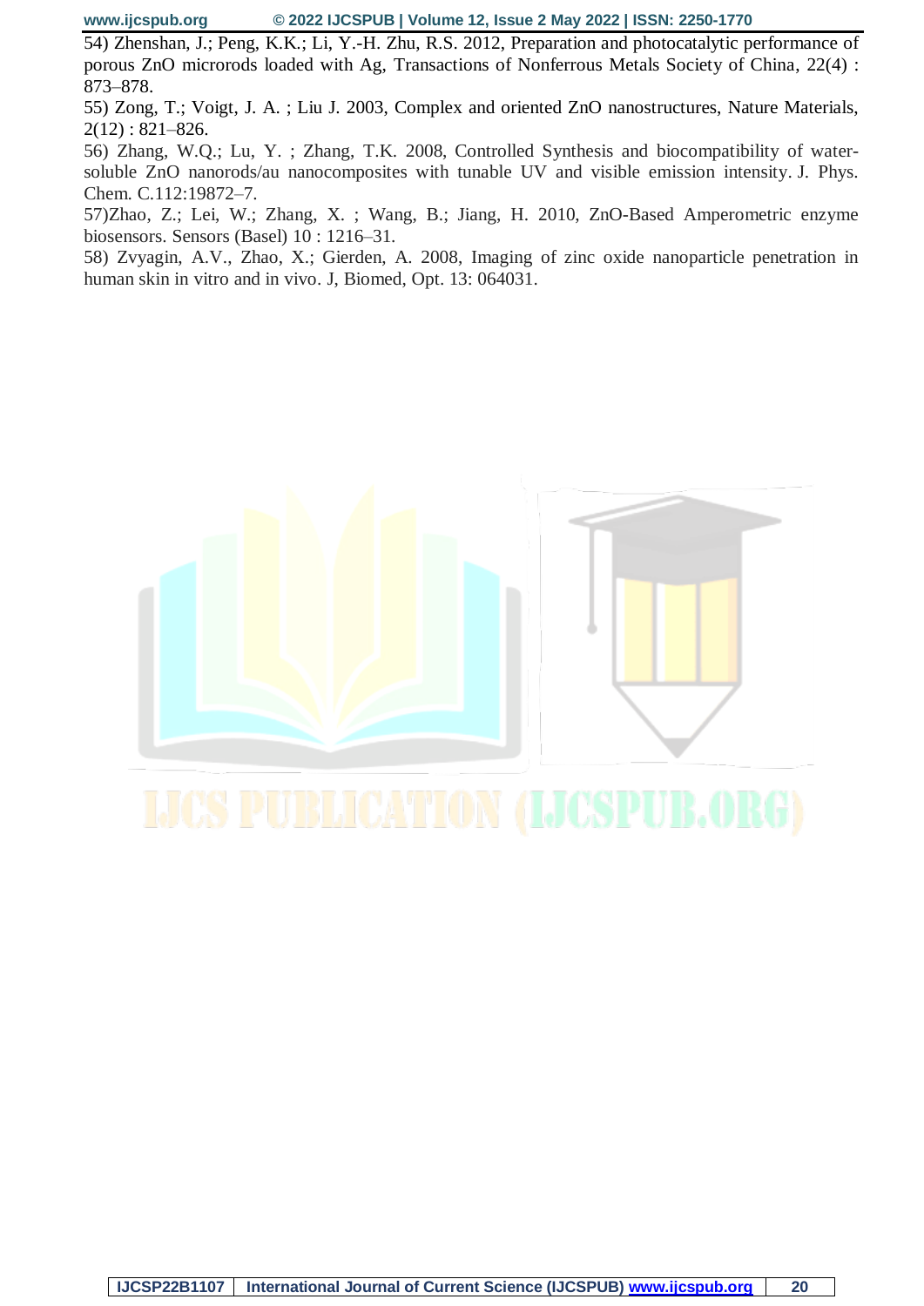54) Zhenshan, J.; Peng, K.K.; Li, Y.-H. Zhu, R.S. 2012, Preparation and photocatalytic performance of porous ZnO microrods loaded with Ag, Transactions of Nonferrous Metals Society of China, 22(4) : 873–878.

55) Zong, T.; Voigt, J. A. ; Liu J. 2003, Complex and oriented ZnO nanostructures, Nature Materials, 2(12) : 821–826.

56) Zhang, W.Q.; Lu, Y. ; Zhang, T.K. 2008, Controlled Synthesis and biocompatibility of water-soluble ZnO nanorods/au nanocomposites with tunable UV and visible emission intensity. J. Phys. Chem. C.112:19872–7.

57)Zhao, Z.; Lei, W.; Zhang, X. ; Wang, B.; Jiang, H. 2010, ZnO-Based Amperometric enzyme biosensors. Sensors (Basel) 10 : 1216–31.

58) Zvyagin, A.V., Zhao, X.; Gierden, A. 2008, Imaging of zinc oxide nanoparticle penetration in human skin in vitro and in vivo. J, Biomed, Opt. 13: 064031.